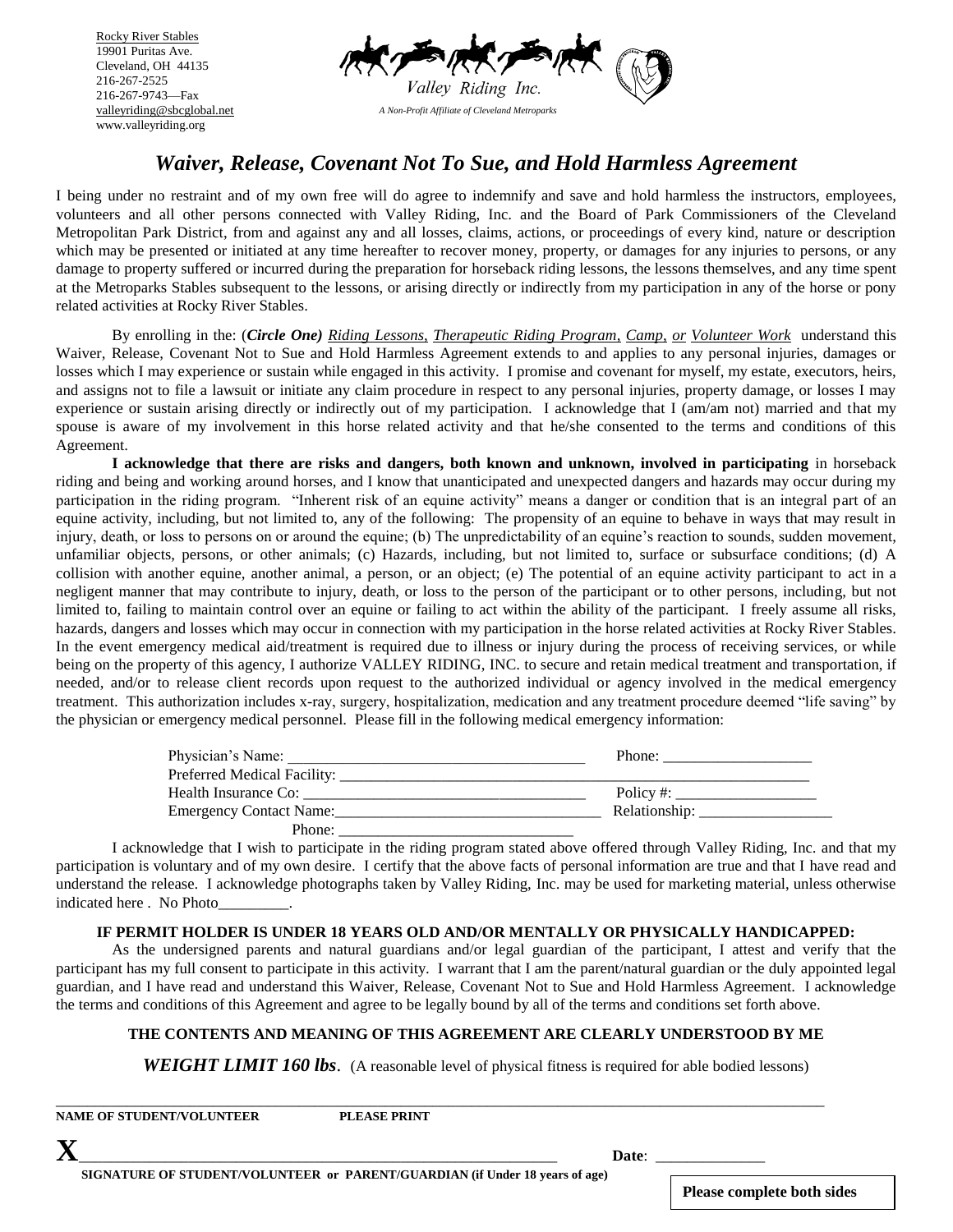Rocky River Stables
19901 Puritas Ave.
Cleveland, OH 44135
216-267-2525
216-267-9743—Fax
valleyriding@sbcglobal.net
www.valleyriding.org

Valley Riding Inc.
*A Non-Profit Affiliate of Cleveland Metroparks*

# *Waiver, Release, Covenant Not To Sue, and Hold Harmless Agreement*

I being under no restraint and of my own free will do agree to indemnify and save and hold harmless the instructors, employees, volunteers and all other persons connected with Valley Riding, Inc. and the Board of Park Commissioners of the Cleveland Metropolitan Park District, from and against any and all losses, claims, actions, or proceedings of every kind, nature or description which may be presented or initiated at any time hereafter to recover money, property, or damages for any injuries to persons, or any damage to property suffered or incurred during the preparation for horseback riding lessons, the lessons themselves, and any time spent at the Metroparks Stables subsequent to the lessons, or arising directly or indirectly from my participation in any of the horse or pony related activities at Rocky River Stables.

By enrolling in the: (***Circle One)*** *Riding Lessons, Therapeutic Riding Program, Camp, or Volunteer Work* understand this Waiver, Release, Covenant Not to Sue and Hold Harmless Agreement extends to and applies to any personal injuries, damages or losses which I may experience or sustain while engaged in this activity. I promise and covenant for myself, my estate, executors, heirs, and assigns not to file a lawsuit or initiate any claim procedure in respect to any personal injuries, property damage, or losses I may experience or sustain arising directly or indirectly out of my participation. I acknowledge that I (am/am not) married and that my spouse is aware of my involvement in this horse related activity and that he/she consented to the terms and conditions of this Agreement.

**I acknowledge that there are risks and dangers, both known and unknown, involved in participating** in horseback riding and being and working around horses, and I know that unanticipated and unexpected dangers and hazards may occur during my participation in the riding program. "Inherent risk of an equine activity" means a danger or condition that is an integral part of an equine activity, including, but not limited to, any of the following: The propensity of an equine to behave in ways that may result in injury, death, or loss to persons on or around the equine; (b) The unpredictability of an equine's reaction to sounds, sudden movement, unfamiliar objects, persons, or other animals; (c) Hazards, including, but not limited to, surface or subsurface conditions; (d) A collision with another equine, another animal, a person, or an object; (e) The potential of an equine activity participant to act in a negligent manner that may contribute to injury, death, or loss to the person of the participant or to other persons, including, but not limited to, failing to maintain control over an equine or failing to act within the ability of the participant. I freely assume all risks, hazards, dangers and losses which may occur in connection with my participation in the horse related activities at Rocky River Stables. In the event emergency medical aid/treatment is required due to illness or injury during the process of receiving services, or while being on the property of this agency, I authorize VALLEY RIDING, INC. to secure and retain medical treatment and transportation, if needed, and/or to release client records upon request to the authorized individual or agency involved in the medical emergency treatment. This authorization includes x-ray, surgery, hospitalization, medication and any treatment procedure deemed "life saving" by the physician or emergency medical personnel. Please fill in the following medical emergency information:

Physician's Name: ______________________________________ Phone: ___________________
Preferred Medical Facility: _______________________________________________________________
Health Insurance Co: ____________________________________ Policy #: __________________
Emergency Contact Name:_________________________________ Relationship: _________________
Phone: _______________________________

I acknowledge that I wish to participate in the riding program stated above offered through Valley Riding, Inc. and that my participation is voluntary and of my own desire. I certify that the above facts of personal information are true and that I have read and understand the release. I acknowledge photographs taken by Valley Riding, Inc. may be used for marketing material, unless otherwise indicated here . No Photo_________.

**IF PERMIT HOLDER IS UNDER 18 YEARS OLD AND/OR MENTALLY OR PHYSICALLY HANDICAPPED:**

As the undersigned parents and natural guardians and/or legal guardian of the participant, I attest and verify that the participant has my full consent to participate in this activity. I warrant that I am the parent/natural guardian or the duly appointed legal guardian, and I have read and understand this Waiver, Release, Covenant Not to Sue and Hold Harmless Agreement. I acknowledge the terms and conditions of this Agreement and agree to be legally bound by all of the terms and conditions set forth above.

**THE CONTENTS AND MEANING OF THIS AGREEMENT ARE CLEARLY UNDERSTOOD BY ME**

***WEIGHT LIMIT 160 lbs***. (A reasonable level of physical fitness is required for able bodied lessons)

_____________________________________________________________________________________________

**NAME OF STUDENT/VOLUNTEER PLEASE PRINT**

**X**_____________________________________________________________ **Date**: ______________

**SIGNATURE OF STUDENT/VOLUNTEER or PARENT/GUARDIAN (if Under 18 years of age)**

**Please complete both sides**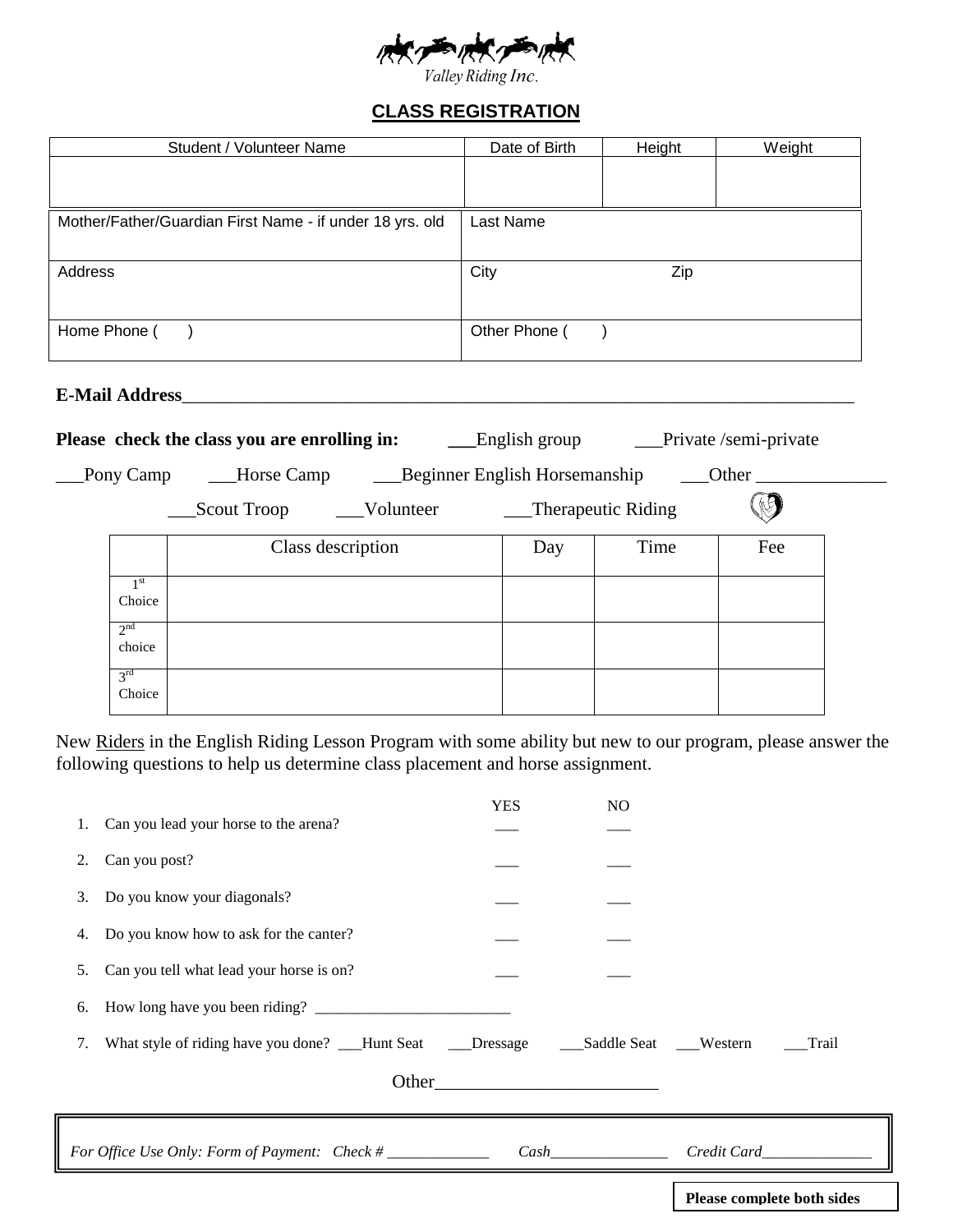Valley Riding Inc.

# CLASS REGISTRATION

| Student / Volunteer Name | Date of Birth | Height | Weight |
|---|---|---|---|
| | | | |

| Mother/Father/Guardian First Name - if under 18 yrs. old | Last Name |
|---|---|
| Address | City Zip |
| Home Phone ( ) | Other Phone ( ) |

**E-Mail Address**___________________________________________________________________________

**Please check the class you are enrolling in:** ___English group ___Private /semi-private

___Pony Camp ___Horse Camp ___Beginner English Horsemanship ___Other ______________

___Scout Troop ___Volunteer ___Therapeutic Riding

| | Class description | Day | Time | Fee |
|---|---|---|---|---|
| 1st Choice | | | | |
| 2nd choice | | | | |
| 3rd Choice | | | | |

New Riders in the English Riding Lesson Program with some ability but new to our program, please answer the following questions to help us determine class placement and horse assignment.

| | | YES | NO |
|---|---|---|---|
| 1. | Can you lead your horse to the arena? | ___ | ___ |
| 2. | Can you post? | ___ | ___ |
| 3. | Do you know your diagonals? | ___ | ___ |
| 4. | Do you know how to ask for the canter? | ___ | ___ |
| 5. | Can you tell what lead your horse is on? | ___ | ___ |

6. How long have you been riding? _________________________

7. What style of riding have you done? ___Hunt Seat ___Dressage ___Saddle Seat ___Western ___Trail

Other________________________

*For Office Use Only: Form of Payment: Check # _____________ Cash_______________ Credit Card______________*

**Please complete both sides**